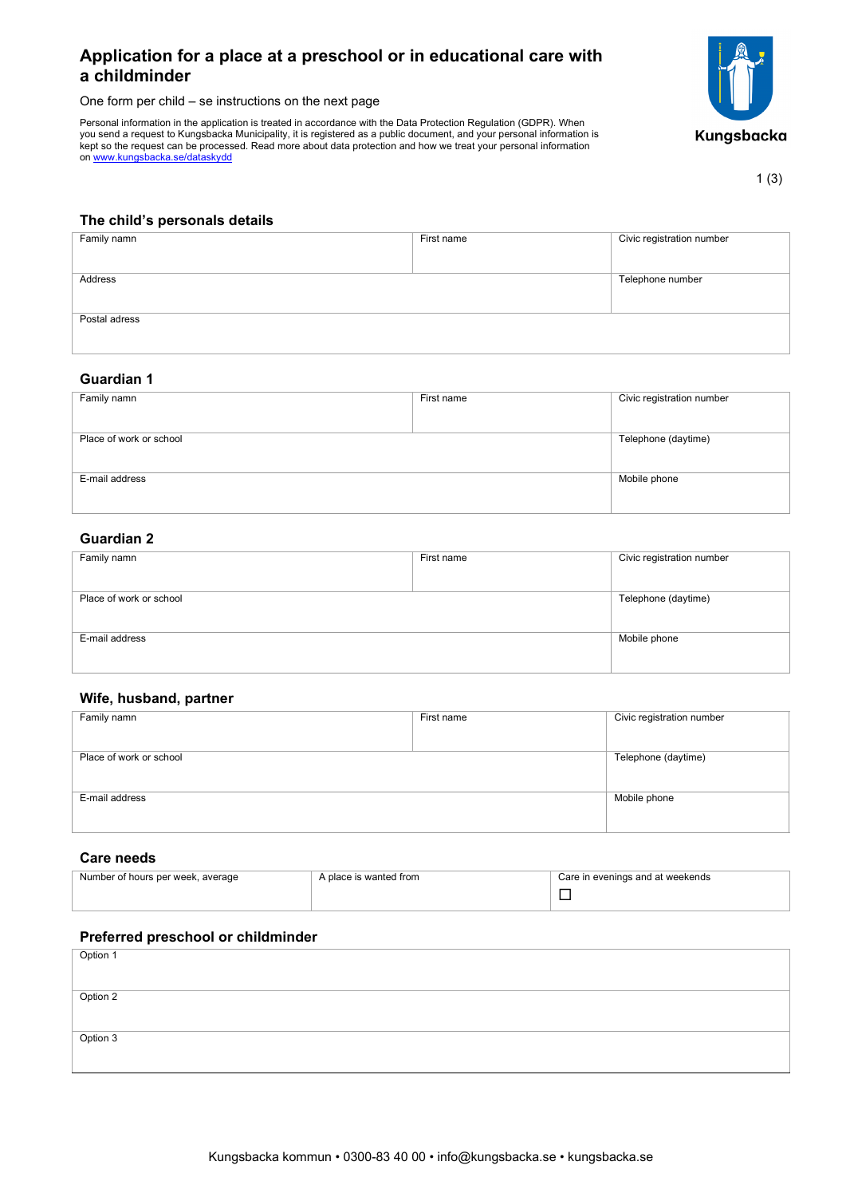# Application for a place at a preschool or in educational care with a childminder

One form per child – se instructions on the next page

Personal information in the application is treated in accordance with the Data Protection Regulation (GDPR). When you send a request to Kungsbacka Municipality, it is registered as a public document, and your personal information is kept so the request can be processed. Read more about data protection and how we treat your personal information on www.kungsbacka.se/dataskydd

Kungsbacka

## The child's personals details

| | | |
|---|---|---|
| Family namn | First name | Civic registration number |
| Address | | Telephone number |
| Postal adress | | |

## Guardian 1

| | | |
|---|---|---|
| Family namn | First name | Civic registration number |
| Place of work or school | | Telephone (daytime) |
| E-mail address | | Mobile phone |

## Guardian 2

| | | |
|---|---|---|
| Family namn | First name | Civic registration number |
| Place of work or school | | Telephone (daytime) |
| E-mail address | | Mobile phone |

## Wife, husband, partner

| | | |
|---|---|---|
| Family namn | First name | Civic registration number |
| Place of work or school | | Telephone (daytime) |
| E-mail address | | Mobile phone |

## Care needs

| | | |
|---|---|---|
| Number of hours per week, average | A place is wanted from | Care in evenings and at weekends ☐ |

## Preferred preschool or childminder

| |
|---|
| Option 1 |
| Option 2 |
| Option 3 |

Kungsbacka kommun • 0300-83 40 00 • info@kungsbacka.se • kungsbacka.se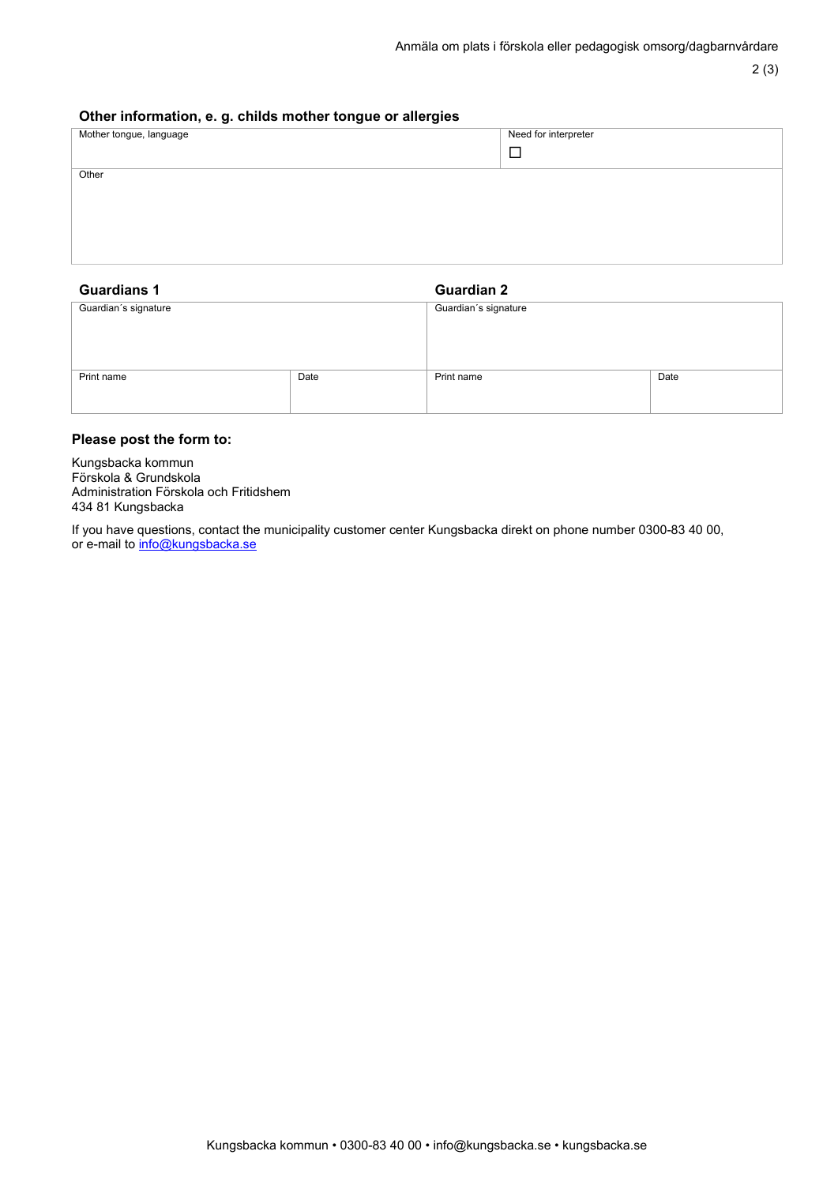### Other information, e. g. childs mother tongue or allergies

| Mother tongue, language | Need for interpreter |
|---|---|
| | ☐ |
| Other | |

| Guardians 1 | | Guardian 2 | |
|---|---|---|---|
| Guardian´s signature | | Guardian´s signature | |
| Print name | Date | Print name | Date |

### Please post the form to:

Kungsbacka kommun
Förskola & Grundskola
Administration Förskola och Fritidshem
434 81 Kungsbacka

If you have questions, contact the municipality customer center Kungsbacka direkt on phone number 0300-83 40 00, or e-mail to info@kungsbacka.se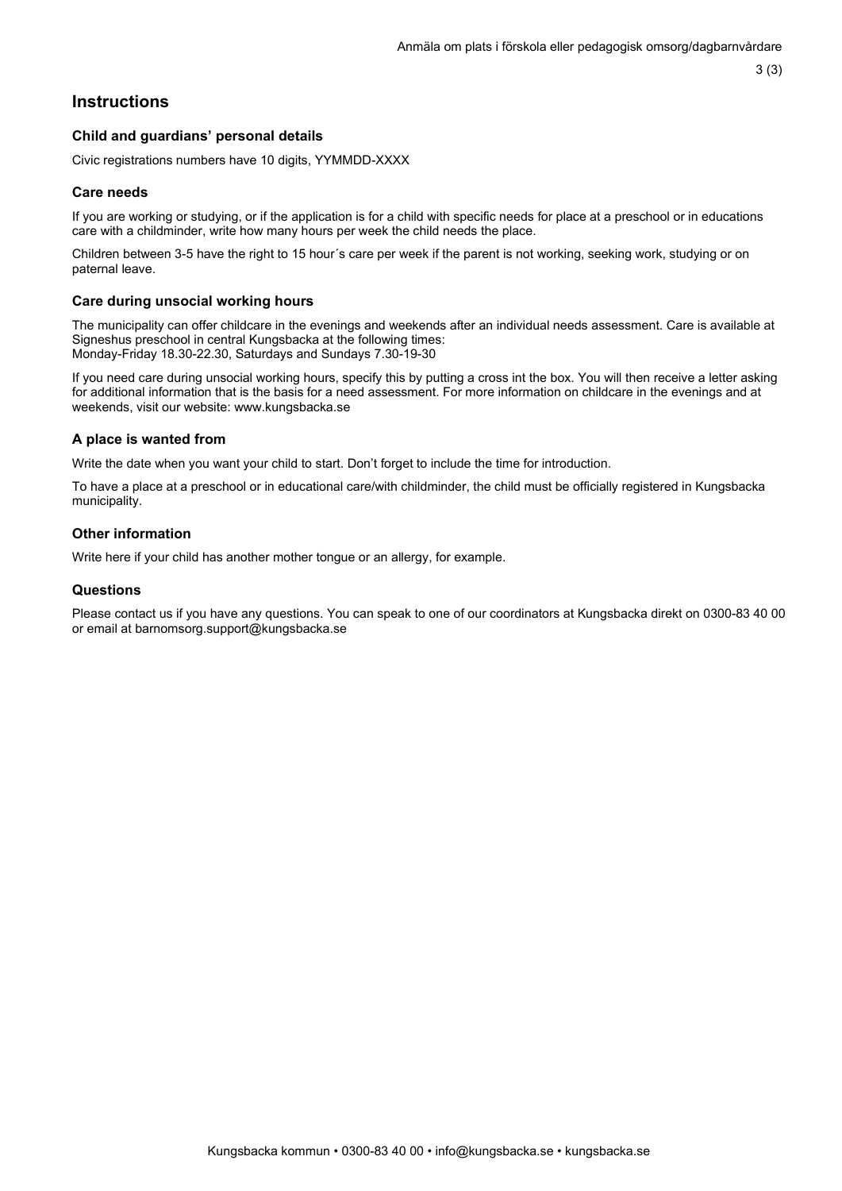## Instructions

### Child and guardians' personal details

Civic registrations numbers have 10 digits, YYMMDD-XXXX

### Care needs

If you are working or studying, or if the application is for a child with specific needs for place at a preschool or in educations care with a childminder, write how many hours per week the child needs the place.

Children between 3-5 have the right to 15 hour´s care per week if the parent is not working, seeking work, studying or on paternal leave.

### Care during unsocial working hours

The municipality can offer childcare in the evenings and weekends after an individual needs assessment. Care is available at Signeshus preschool in central Kungsbacka at the following times:
Monday-Friday 18.30-22.30, Saturdays and Sundays 7.30-19-30

If you need care during unsocial working hours, specify this by putting a cross int the box. You will then receive a letter asking for additional information that is the basis for a need assessment. For more information on childcare in the evenings and at weekends, visit our website: www.kungsbacka.se

### A place is wanted from

Write the date when you want your child to start. Don't forget to include the time for introduction.

To have a place at a preschool or in educational care/with childminder, the child must be officially registered in Kungsbacka municipality.

### Other information

Write here if your child has another mother tongue or an allergy, for example.

### Questions

Please contact us if you have any questions. You can speak to one of our coordinators at Kungsbacka direkt on 0300-83 40 00 or email at barnomsorg.support@kungsbacka.se